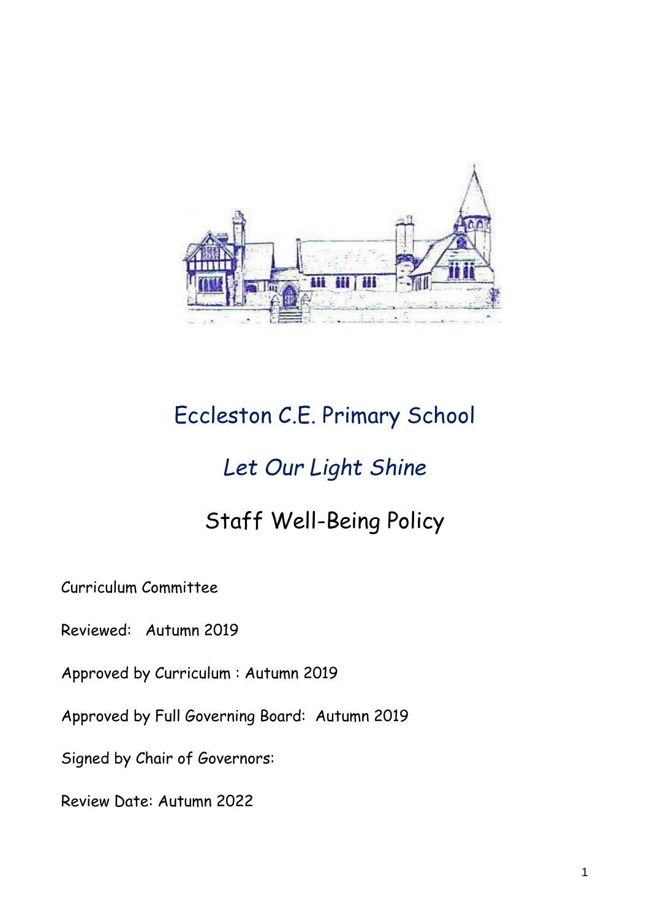# Eccleston C.E. Primary School

## *Let Our Light Shine*

## Staff Well-Being Policy

Curriculum Committee

Reviewed: Autumn 2019

Approved by Curriculum : Autumn 2019

Approved by Full Governing Board: Autumn 2019

Signed by Chair of Governors:

Review Date: Autumn 2022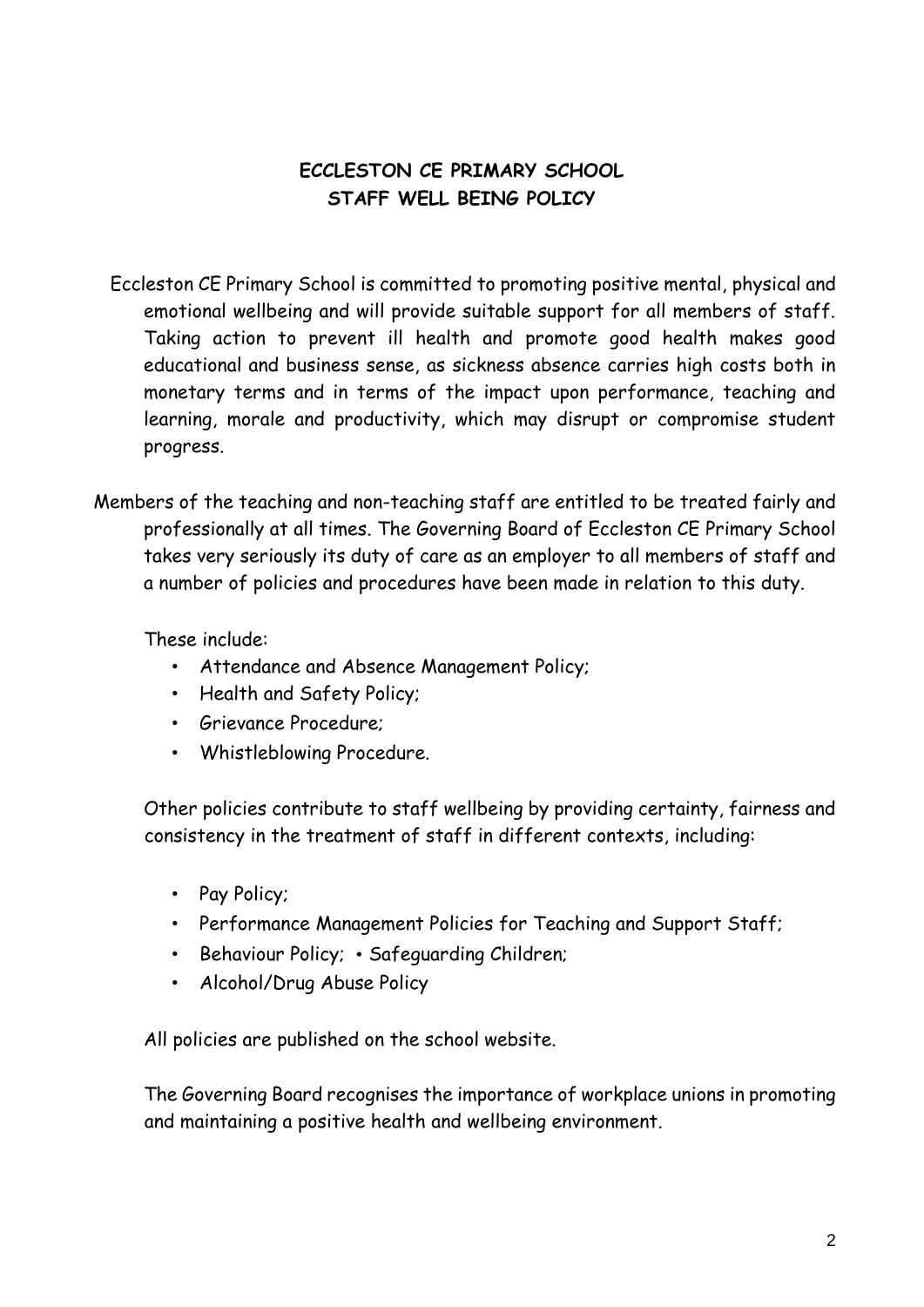# ECCLESTON CE PRIMARY SCHOOL
## STAFF WELL BEING POLICY

Eccleston CE Primary School is committed to promoting positive mental, physical and emotional wellbeing and will provide suitable support for all members of staff. Taking action to prevent ill health and promote good health makes good educational and business sense, as sickness absence carries high costs both in monetary terms and in terms of the impact upon performance, teaching and learning, morale and productivity, which may disrupt or compromise student progress.

Members of the teaching and non-teaching staff are entitled to be treated fairly and professionally at all times. The Governing Board of Eccleston CE Primary School takes very seriously its duty of care as an employer to all members of staff and a number of policies and procedures have been made in relation to this duty.

These include:

- Attendance and Absence Management Policy;
- Health and Safety Policy;
- Grievance Procedure;
- Whistleblowing Procedure.

Other policies contribute to staff wellbeing by providing certainty, fairness and consistency in the treatment of staff in different contexts, including:

- Pay Policy;
- Performance Management Policies for Teaching and Support Staff;
- Behaviour Policy; • Safeguarding Children;
- Alcohol/Drug Abuse Policy

All policies are published on the school website.

The Governing Board recognises the importance of workplace unions in promoting and maintaining a positive health and wellbeing environment.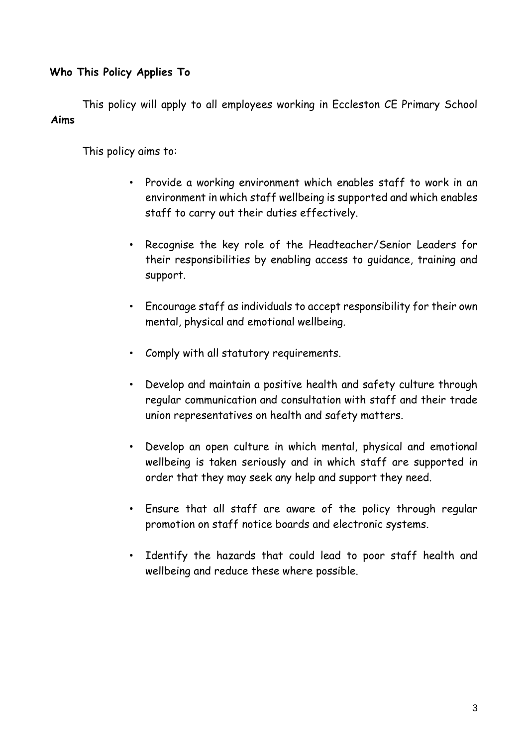**Who This Policy Applies To**

This policy will apply to all employees working in Eccleston CE Primary School

**Aims**

This policy aims to:

- Provide a working environment which enables staff to work in an environment in which staff wellbeing is supported and which enables staff to carry out their duties effectively.
- Recognise the key role of the Headteacher/Senior Leaders for their responsibilities by enabling access to guidance, training and support.
- Encourage staff as individuals to accept responsibility for their own mental, physical and emotional wellbeing.
- Comply with all statutory requirements.
- Develop and maintain a positive health and safety culture through regular communication and consultation with staff and their trade union representatives on health and safety matters.
- Develop an open culture in which mental, physical and emotional wellbeing is taken seriously and in which staff are supported in order that they may seek any help and support they need.
- Ensure that all staff are aware of the policy through regular promotion on staff notice boards and electronic systems.
- Identify the hazards that could lead to poor staff health and wellbeing and reduce these where possible.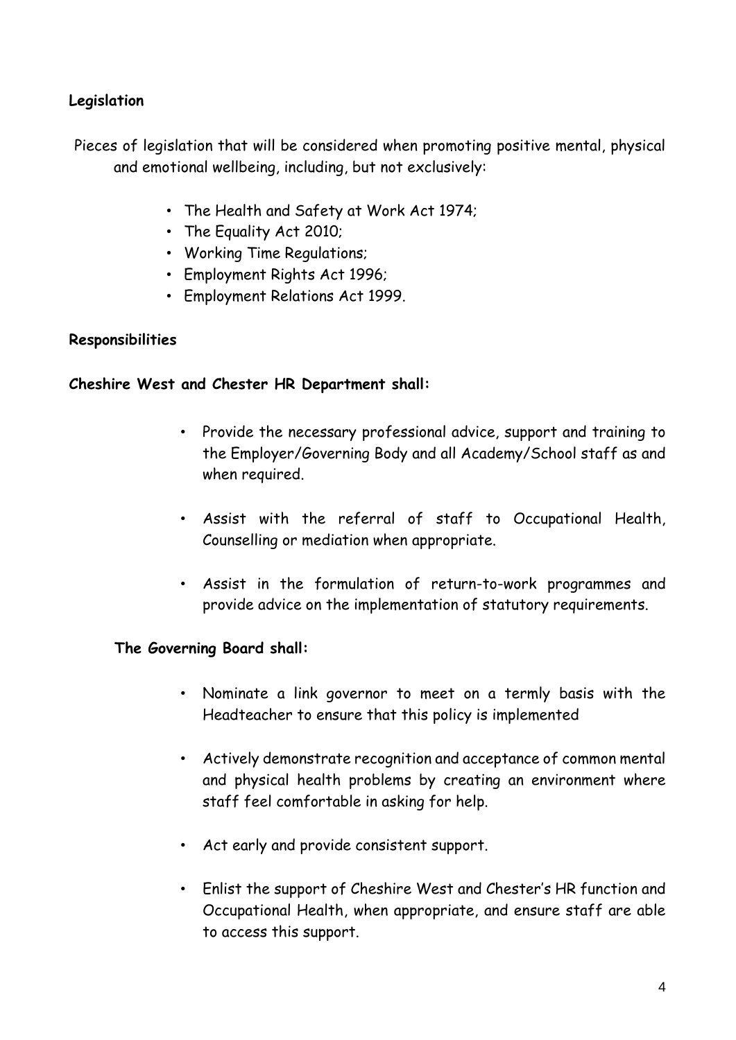**Legislation**

Pieces of legislation that will be considered when promoting positive mental, physical and emotional wellbeing, including, but not exclusively:

- The Health and Safety at Work Act 1974;
- The Equality Act 2010;
- Working Time Regulations;
- Employment Rights Act 1996;
- Employment Relations Act 1999.

**Responsibilities**

**Cheshire West and Chester HR Department shall:**

- Provide the necessary professional advice, support and training to the Employer/Governing Body and all Academy/School staff as and when required.
- Assist with the referral of staff to Occupational Health, Counselling or mediation when appropriate.
- Assist in the formulation of return-to-work programmes and provide advice on the implementation of statutory requirements.

**The Governing Board shall:**

- Nominate a link governor to meet on a termly basis with the Headteacher to ensure that this policy is implemented
- Actively demonstrate recognition and acceptance of common mental and physical health problems by creating an environment where staff feel comfortable in asking for help.
- Act early and provide consistent support.
- Enlist the support of Cheshire West and Chester's HR function and Occupational Health, when appropriate, and ensure staff are able to access this support.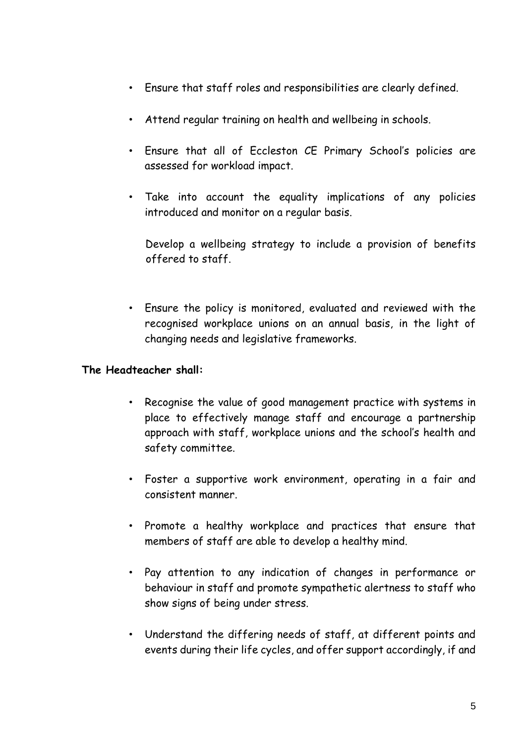- Ensure that staff roles and responsibilities are clearly defined.
- Attend regular training on health and wellbeing in schools.
- Ensure that all of Eccleston CE Primary School's policies are assessed for workload impact.
- Take into account the equality implications of any policies introduced and monitor on a regular basis.

  Develop a wellbeing strategy to include a provision of benefits offered to staff.

- Ensure the policy is monitored, evaluated and reviewed with the recognised workplace unions on an annual basis, in the light of changing needs and legislative frameworks.

**The Headteacher shall:**

- Recognise the value of good management practice with systems in place to effectively manage staff and encourage a partnership approach with staff, workplace unions and the school's health and safety committee.
- Foster a supportive work environment, operating in a fair and consistent manner.
- Promote a healthy workplace and practices that ensure that members of staff are able to develop a healthy mind.
- Pay attention to any indication of changes in performance or behaviour in staff and promote sympathetic alertness to staff who show signs of being under stress.
- Understand the differing needs of staff, at different points and events during their life cycles, and offer support accordingly, if and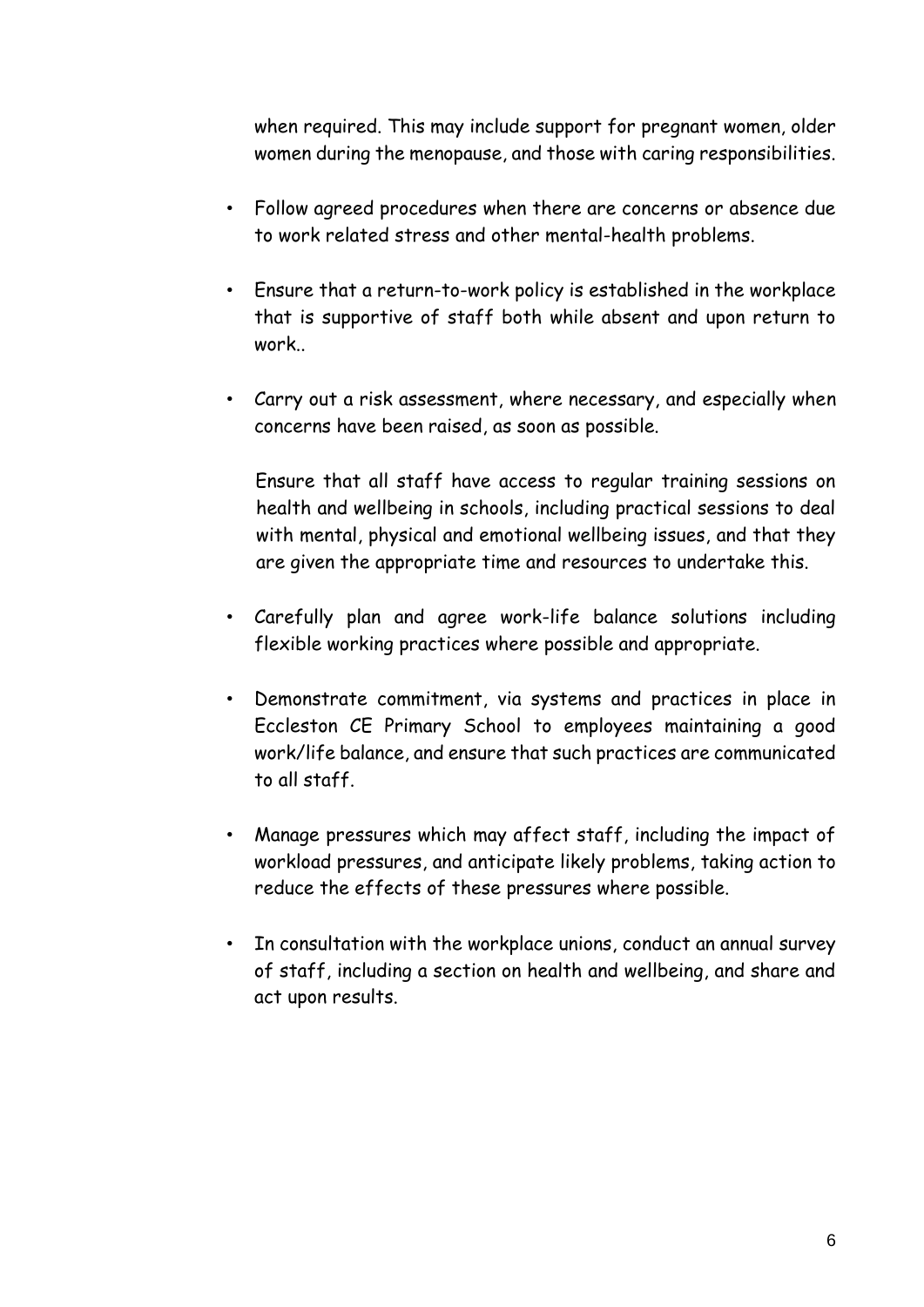when required. This may include support for pregnant women, older women during the menopause, and those with caring responsibilities.

- Follow agreed procedures when there are concerns or absence due to work related stress and other mental-health problems.

- Ensure that a return-to-work policy is established in the workplace that is supportive of staff both while absent and upon return to work..

- Carry out a risk assessment, where necessary, and especially when concerns have been raised, as soon as possible.

  Ensure that all staff have access to regular training sessions on health and wellbeing in schools, including practical sessions to deal with mental, physical and emotional wellbeing issues, and that they are given the appropriate time and resources to undertake this.

- Carefully plan and agree work-life balance solutions including flexible working practices where possible and appropriate.

- Demonstrate commitment, via systems and practices in place in Eccleston CE Primary School to employees maintaining a good work/life balance, and ensure that such practices are communicated to all staff.

- Manage pressures which may affect staff, including the impact of workload pressures, and anticipate likely problems, taking action to reduce the effects of these pressures where possible.

- In consultation with the workplace unions, conduct an annual survey of staff, including a section on health and wellbeing, and share and act upon results.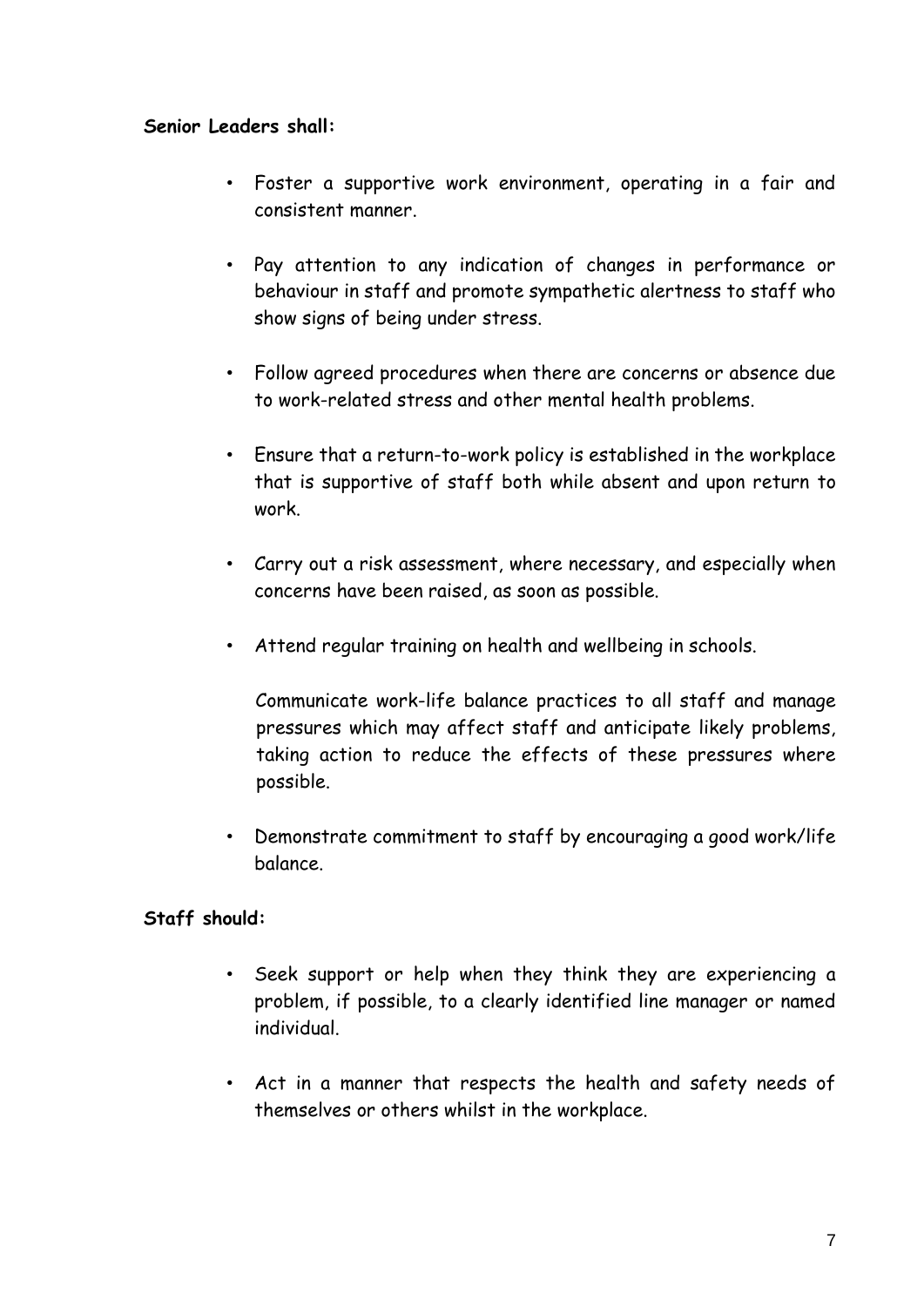**Senior Leaders shall:**

- Foster a supportive work environment, operating in a fair and consistent manner.
- Pay attention to any indication of changes in performance or behaviour in staff and promote sympathetic alertness to staff who show signs of being under stress.
- Follow agreed procedures when there are concerns or absence due to work-related stress and other mental health problems.
- Ensure that a return-to-work policy is established in the workplace that is supportive of staff both while absent and upon return to work.
- Carry out a risk assessment, where necessary, and especially when concerns have been raised, as soon as possible.
- Attend regular training on health and wellbeing in schools.

  Communicate work-life balance practices to all staff and manage pressures which may affect staff and anticipate likely problems, taking action to reduce the effects of these pressures where possible.
- Demonstrate commitment to staff by encouraging a good work/life balance.

**Staff should:**

- Seek support or help when they think they are experiencing a problem, if possible, to a clearly identified line manager or named individual.
- Act in a manner that respects the health and safety needs of themselves or others whilst in the workplace.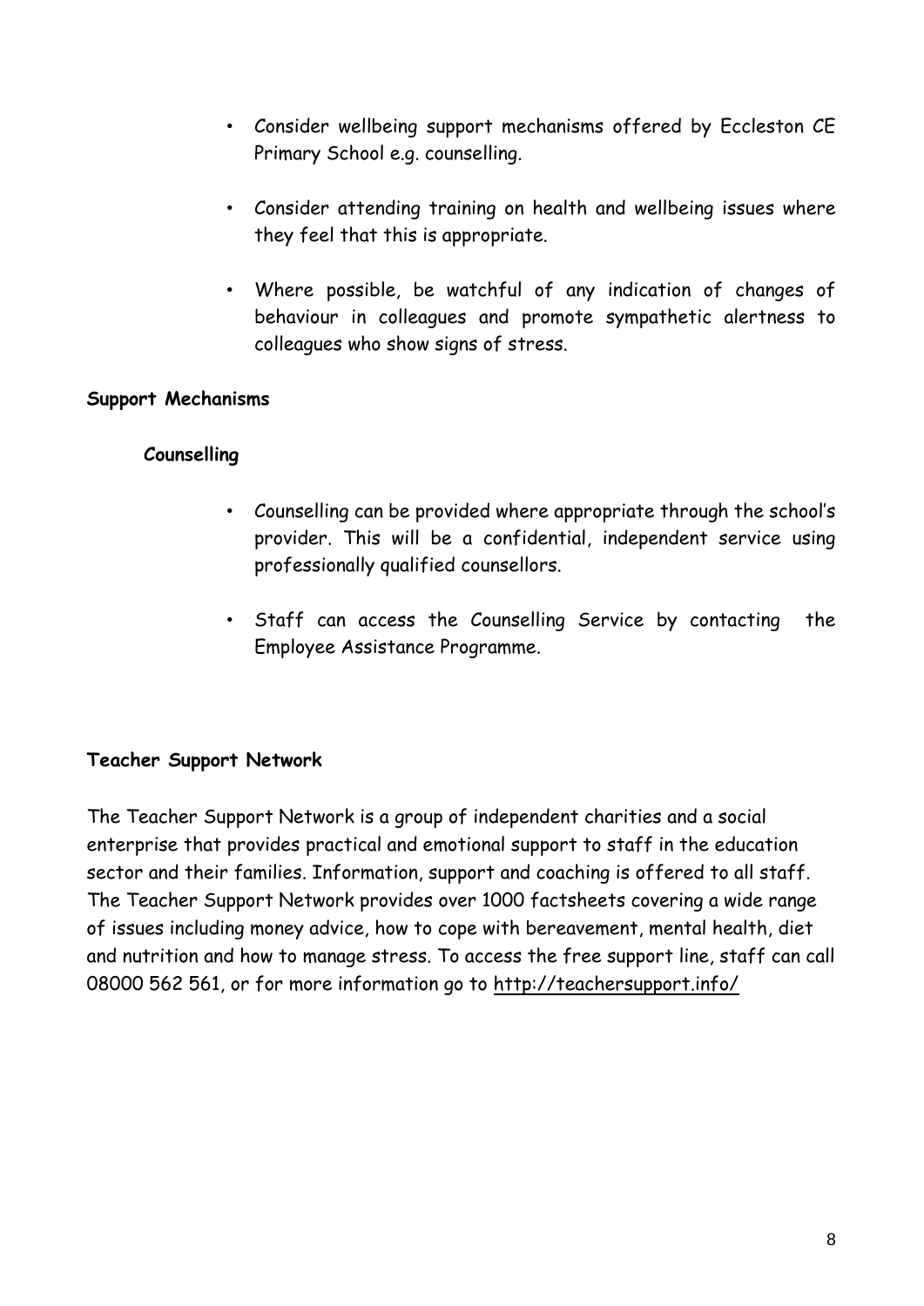- Consider wellbeing support mechanisms offered by Eccleston CE Primary School e.g. counselling.
- Consider attending training on health and wellbeing issues where they feel that this is appropriate.
- Where possible, be watchful of any indication of changes of behaviour in colleagues and promote sympathetic alertness to colleagues who show signs of stress.

**Support Mechanisms**

**Counselling**

- Counselling can be provided where appropriate through the school's provider. This will be a confidential, independent service using professionally qualified counsellors.
- Staff can access the Counselling Service by contacting the Employee Assistance Programme.

**Teacher Support Network**

The Teacher Support Network is a group of independent charities and a social enterprise that provides practical and emotional support to staff in the education sector and their families. Information, support and coaching is offered to all staff. The Teacher Support Network provides over 1000 factsheets covering a wide range of issues including money advice, how to cope with bereavement, mental health, diet and nutrition and how to manage stress. To access the free support line, staff can call 08000 562 561, or for more information go to http://teachersupport.info/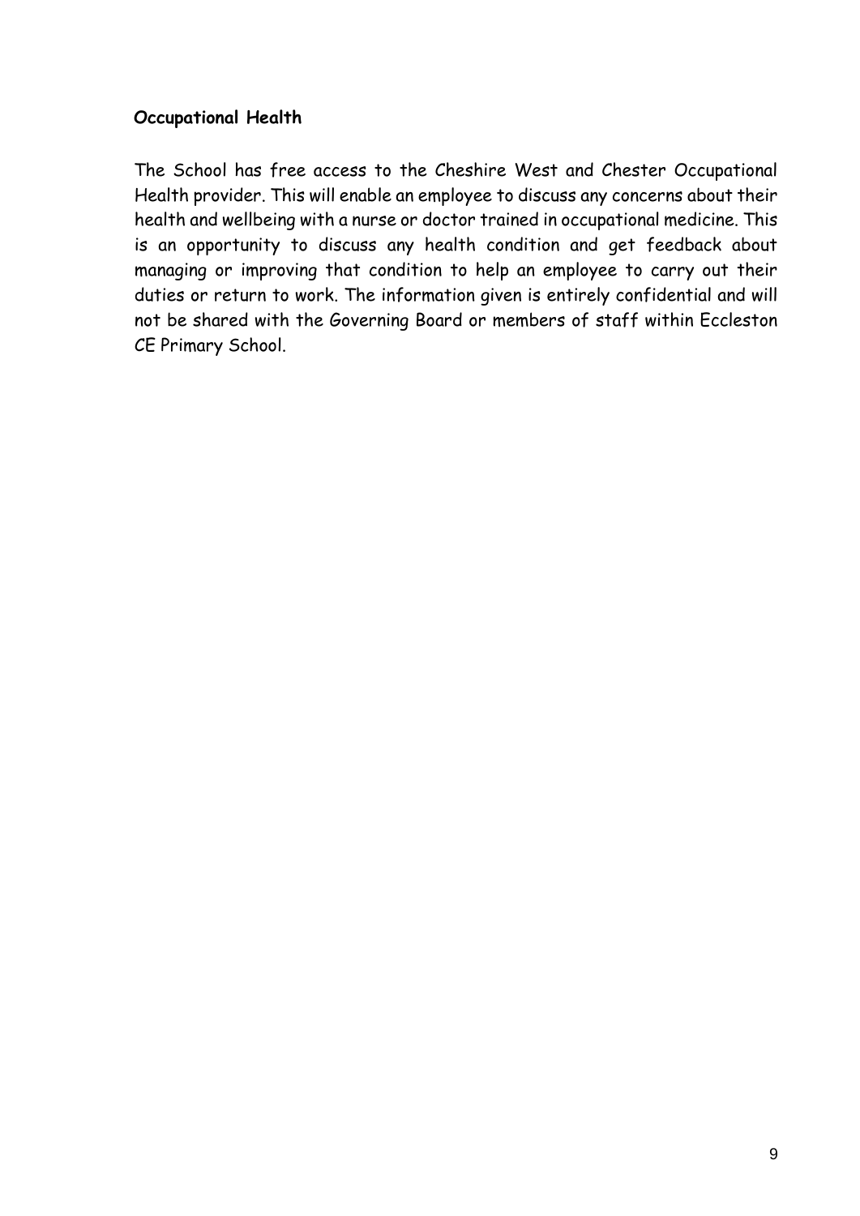**Occupational Health**

The School has free access to the Cheshire West and Chester Occupational Health provider. This will enable an employee to discuss any concerns about their health and wellbeing with a nurse or doctor trained in occupational medicine. This is an opportunity to discuss any health condition and get feedback about managing or improving that condition to help an employee to carry out their duties or return to work. The information given is entirely confidential and will not be shared with the Governing Board or members of staff within Eccleston CE Primary School.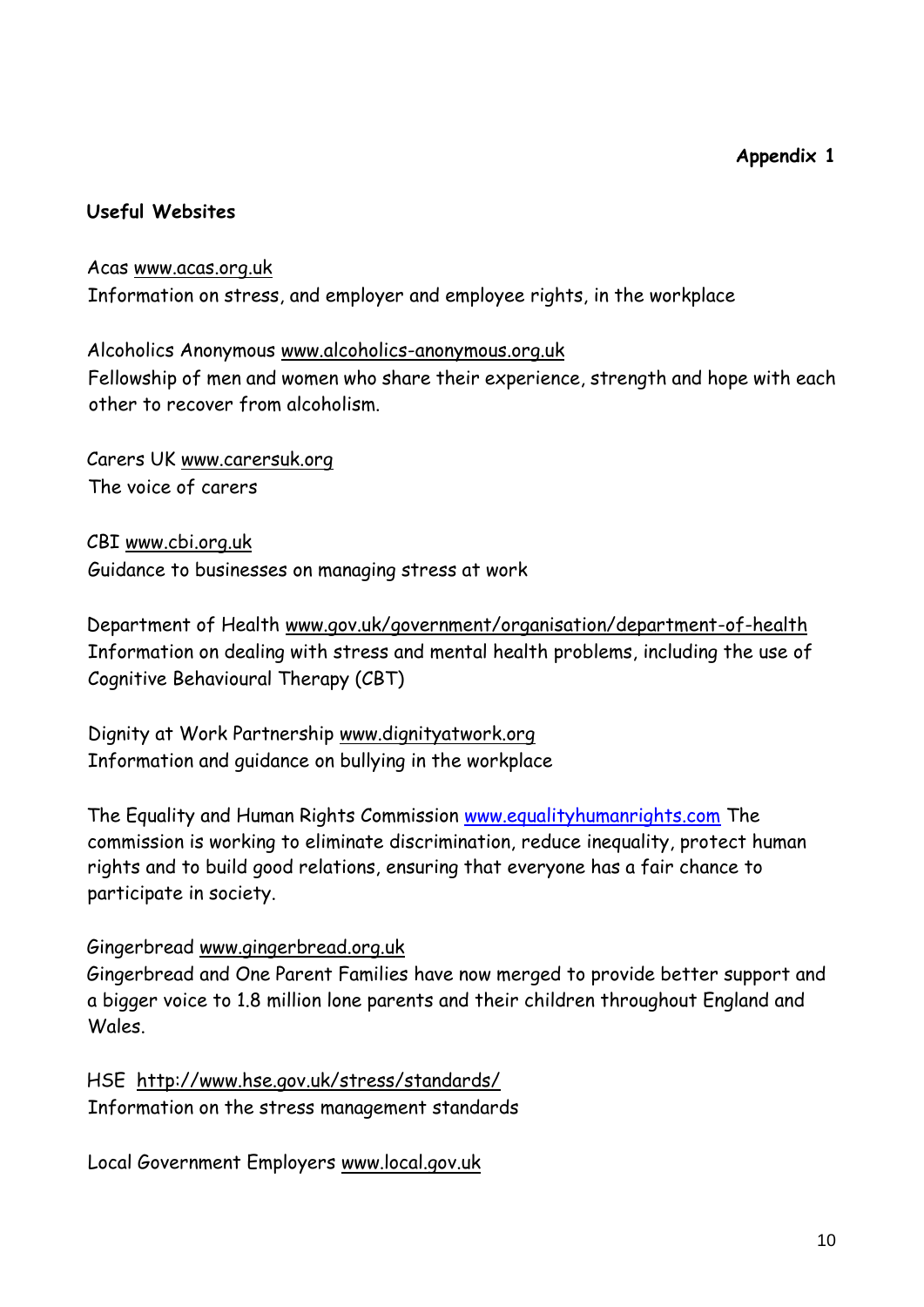**Appendix 1**

## Useful Websites

Acas www.acas.org.uk
Information on stress, and employer and employee rights, in the workplace

Alcoholics Anonymous www.alcoholics-anonymous.org.uk
Fellowship of men and women who share their experience, strength and hope with each other to recover from alcoholism.

Carers UK www.carersuk.org
The voice of carers

CBI www.cbi.org.uk
Guidance to businesses on managing stress at work

Department of Health www.gov.uk/government/organisation/department-of-health
Information on dealing with stress and mental health problems, including the use of Cognitive Behavioural Therapy (CBT)

Dignity at Work Partnership www.dignityatwork.org
Information and guidance on bullying in the workplace

The Equality and Human Rights Commission www.equalityhumanrights.com The commission is working to eliminate discrimination, reduce inequality, protect human rights and to build good relations, ensuring that everyone has a fair chance to participate in society.

Gingerbread www.gingerbread.org.uk
Gingerbread and One Parent Families have now merged to provide better support and a bigger voice to 1.8 million lone parents and their children throughout England and Wales.

HSE http://www.hse.gov.uk/stress/standards/
Information on the stress management standards

Local Government Employers www.local.gov.uk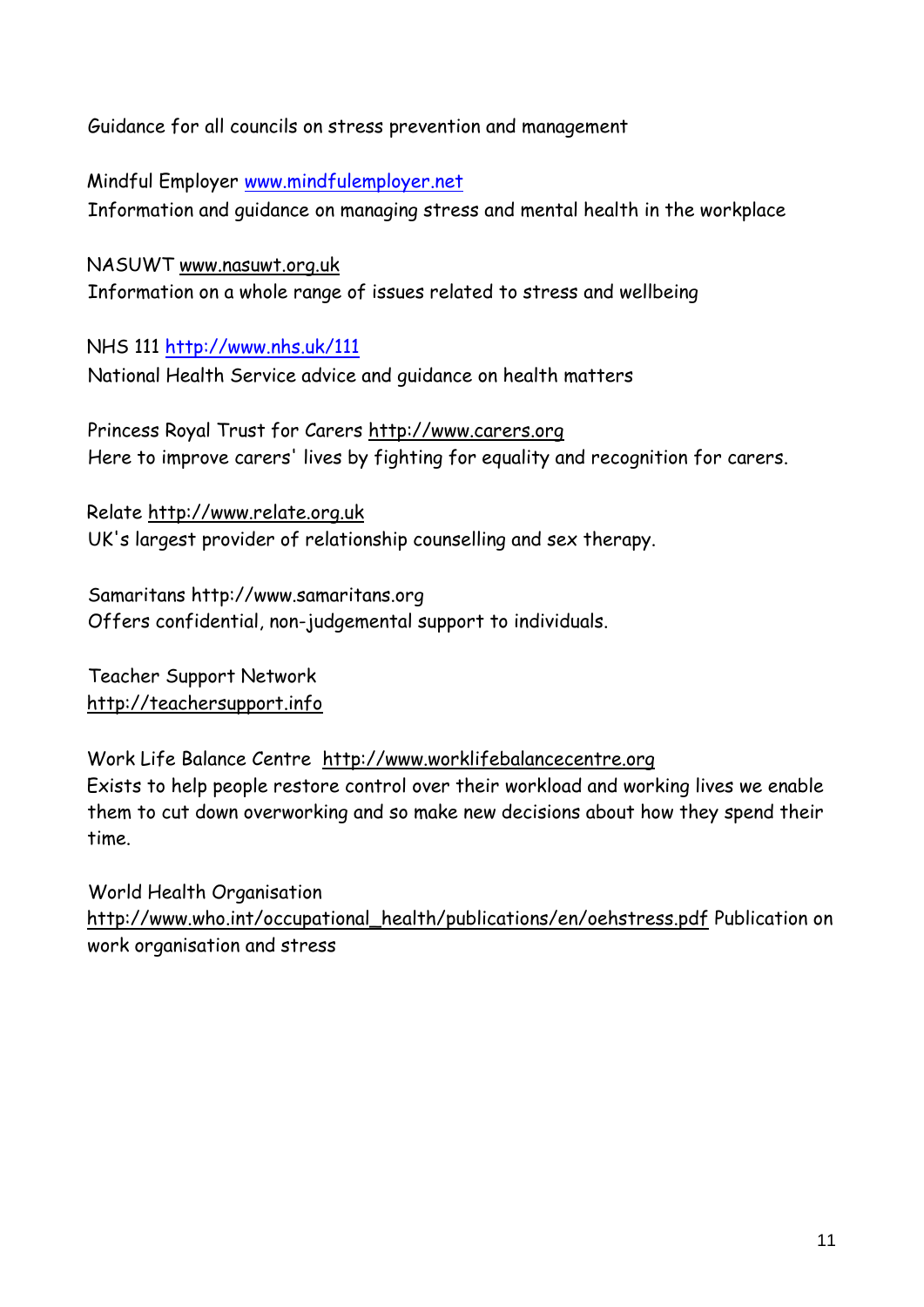Guidance for all councils on stress prevention and management

Mindful Employer www.mindfulemployer.net
Information and guidance on managing stress and mental health in the workplace

NASUWT www.nasuwt.org.uk
Information on a whole range of issues related to stress and wellbeing

NHS 111 http://www.nhs.uk/111
National Health Service advice and guidance on health matters

Princess Royal Trust for Carers http://www.carers.org
Here to improve carers' lives by fighting for equality and recognition for carers.

Relate http://www.relate.org.uk
UK's largest provider of relationship counselling and sex therapy.

Samaritans http://www.samaritans.org
Offers confidential, non-judgemental support to individuals.

Teacher Support Network
http://teachersupport.info

Work Life Balance Centre http://www.worklifebalancecentre.org
Exists to help people restore control over their workload and working lives we enable them to cut down overworking and so make new decisions about how they spend their time.

World Health Organisation
http://www.who.int/occupational_health/publications/en/oehstress.pdf Publication on work organisation and stress